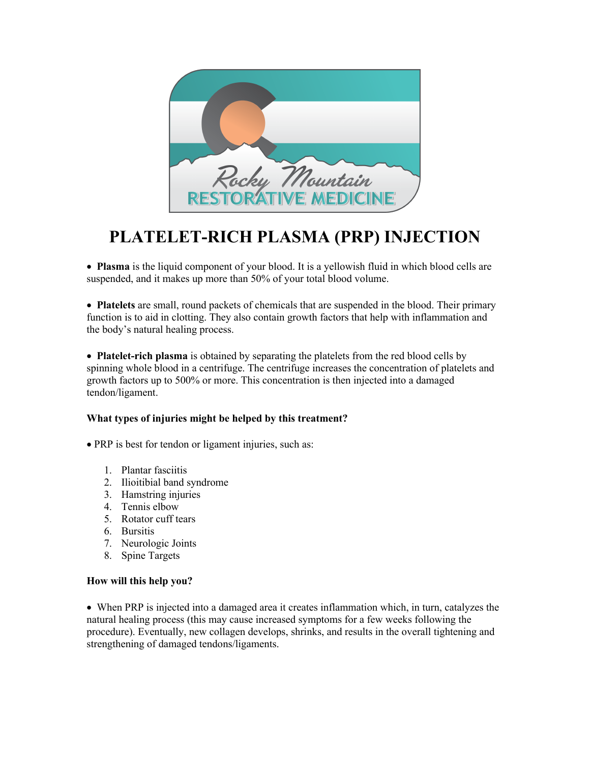# PLATELET-RICH PLASMA (PRP) INJECTION

- **Plasma** is the liquid component of your blood. It is a yellowish fluid in which blood cells are suspended, and it makes up more than 50% of your total blood volume.

- **Platelets** are small, round packets of chemicals that are suspended in the blood. Their primary function is to aid in clotting. They also contain growth factors that help with inflammation and the body's natural healing process.

- **Platelet-rich plasma** is obtained by separating the platelets from the red blood cells by spinning whole blood in a centrifuge. The centrifuge increases the concentration of platelets and growth factors up to 500% or more. This concentration is then injected into a damaged tendon/ligament.

**What types of injuries might be helped by this treatment?**

- PRP is best for tendon or ligament injuries, such as:

1. Plantar fasciitis
2. Ilioitibial band syndrome
3. Hamstring injuries
4. Tennis elbow
5. Rotator cuff tears
6. Bursitis
7. Neurologic Joints
8. Spine Targets

**How will this help you?**

- When PRP is injected into a damaged area it creates inflammation which, in turn, catalyzes the natural healing process (this may cause increased symptoms for a few weeks following the procedure). Eventually, new collagen develops, shrinks, and results in the overall tightening and strengthening of damaged tendons/ligaments.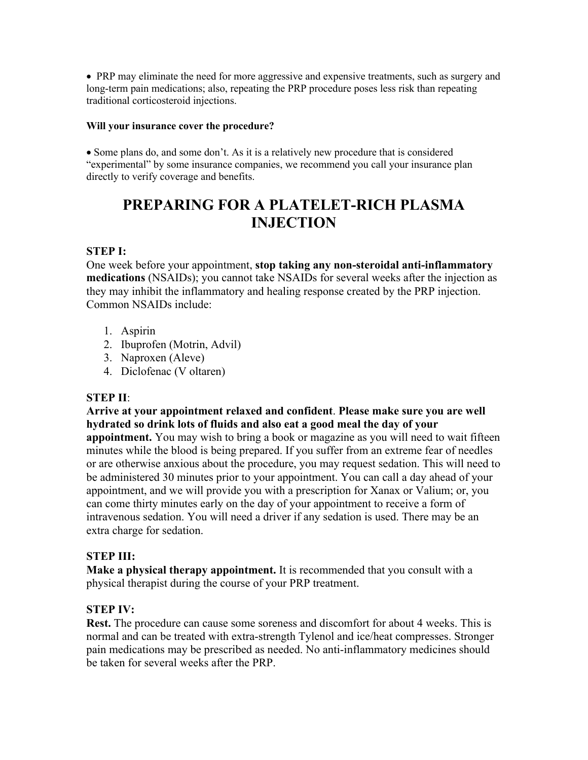- PRP may eliminate the need for more aggressive and expensive treatments, such as surgery and long-term pain medications; also, repeating the PRP procedure poses less risk than repeating traditional corticosteroid injections.

**Will your insurance cover the procedure?**

- Some plans do, and some don't. As it is a relatively new procedure that is considered "experimental" by some insurance companies, we recommend you call your insurance plan directly to verify coverage and benefits.

# PREPARING FOR A PLATELET-RICH PLASMA INJECTION

**STEP I:**
One week before your appointment, **stop taking any non-steroidal anti-inflammatory medications** (NSAIDs); you cannot take NSAIDs for several weeks after the injection as they may inhibit the inflammatory and healing response created by the PRP injection. Common NSAIDs include:

1. Aspirin
2. Ibuprofen (Motrin, Advil)
3. Naproxen (Aleve)
4. Diclofenac (V oltaren)

**STEP II**:
**Arrive at your appointment relaxed and confident**. **Please make sure you are well hydrated so drink lots of fluids and also eat a good meal the day of your appointment.** You may wish to bring a book or magazine as you will need to wait fifteen minutes while the blood is being prepared. If you suffer from an extreme fear of needles or are otherwise anxious about the procedure, you may request sedation. This will need to be administered 30 minutes prior to your appointment. You can call a day ahead of your appointment, and we will provide you with a prescription for Xanax or Valium; or, you can come thirty minutes early on the day of your appointment to receive a form of intravenous sedation. You will need a driver if any sedation is used. There may be an extra charge for sedation.

**STEP III:**
**Make a physical therapy appointment.** It is recommended that you consult with a physical therapist during the course of your PRP treatment.

**STEP IV:**
**Rest.** The procedure can cause some soreness and discomfort for about 4 weeks. This is normal and can be treated with extra-strength Tylenol and ice/heat compresses. Stronger pain medications may be prescribed as needed. No anti-inflammatory medicines should be taken for several weeks after the PRP.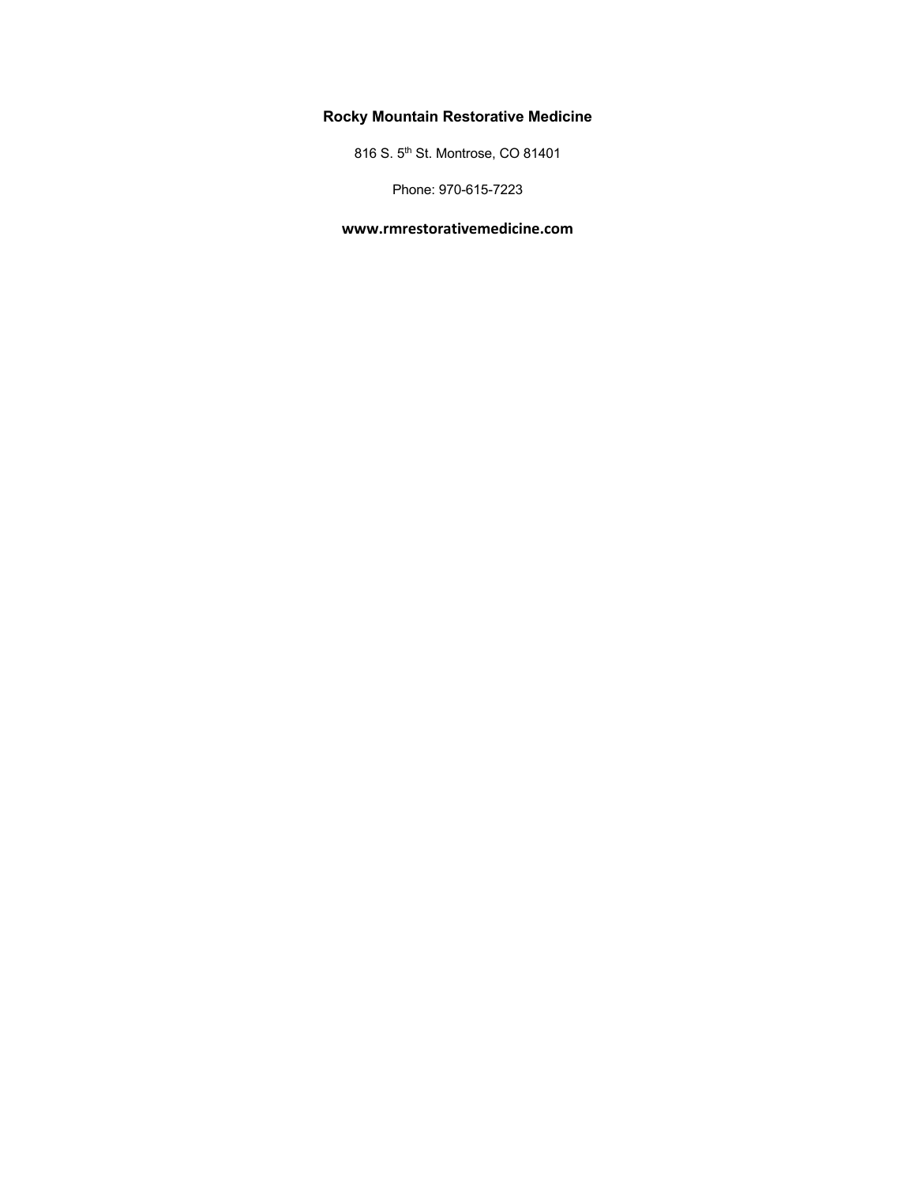**Rocky Mountain Restorative Medicine**

816 S. 5th St. Montrose, CO 81401

Phone: 970-615-7223

**www.rmrestorativemedicine.com**